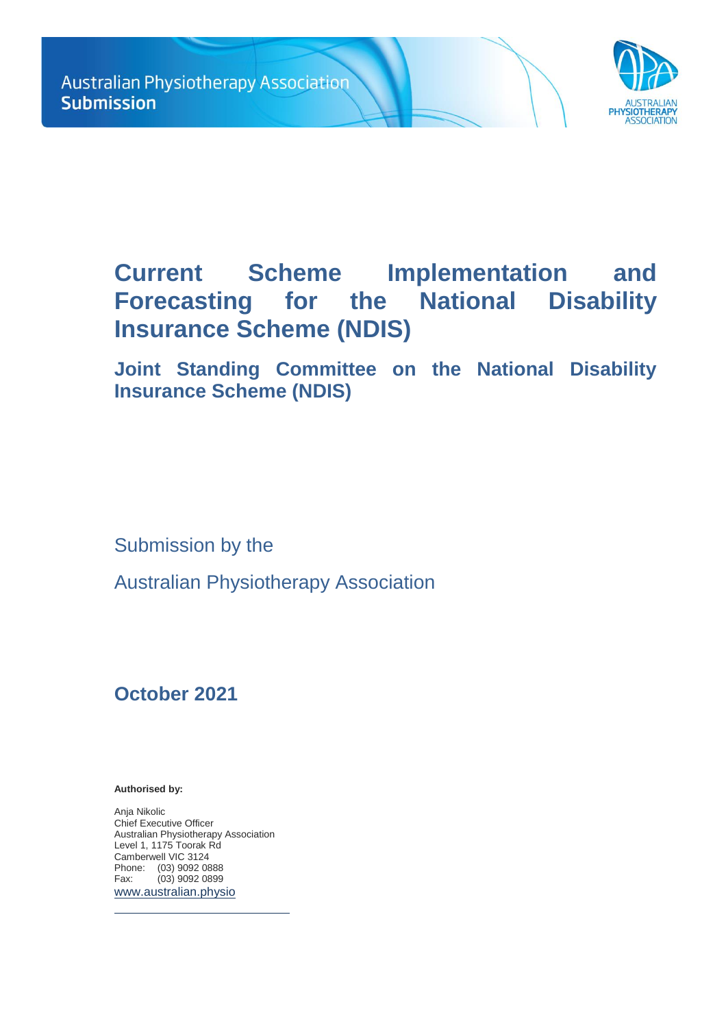Australian Physiotherapy Association
**Submission**

# Current Scheme Implementation and Forecasting for the National Disability Insurance Scheme (NDIS)

## Joint Standing Committee on the National Disability Insurance Scheme (NDIS)

Submission by the

Australian Physiotherapy Association

## October 2021

**Authorised by:**

Anja Nikolic
Chief Executive Officer
Australian Physiotherapy Association
Level 1, 1175 Toorak Rd
Camberwell VIC 3124
Phone: (03) 9092 0888
Fax: (03) 9092 0899
www.australian.physio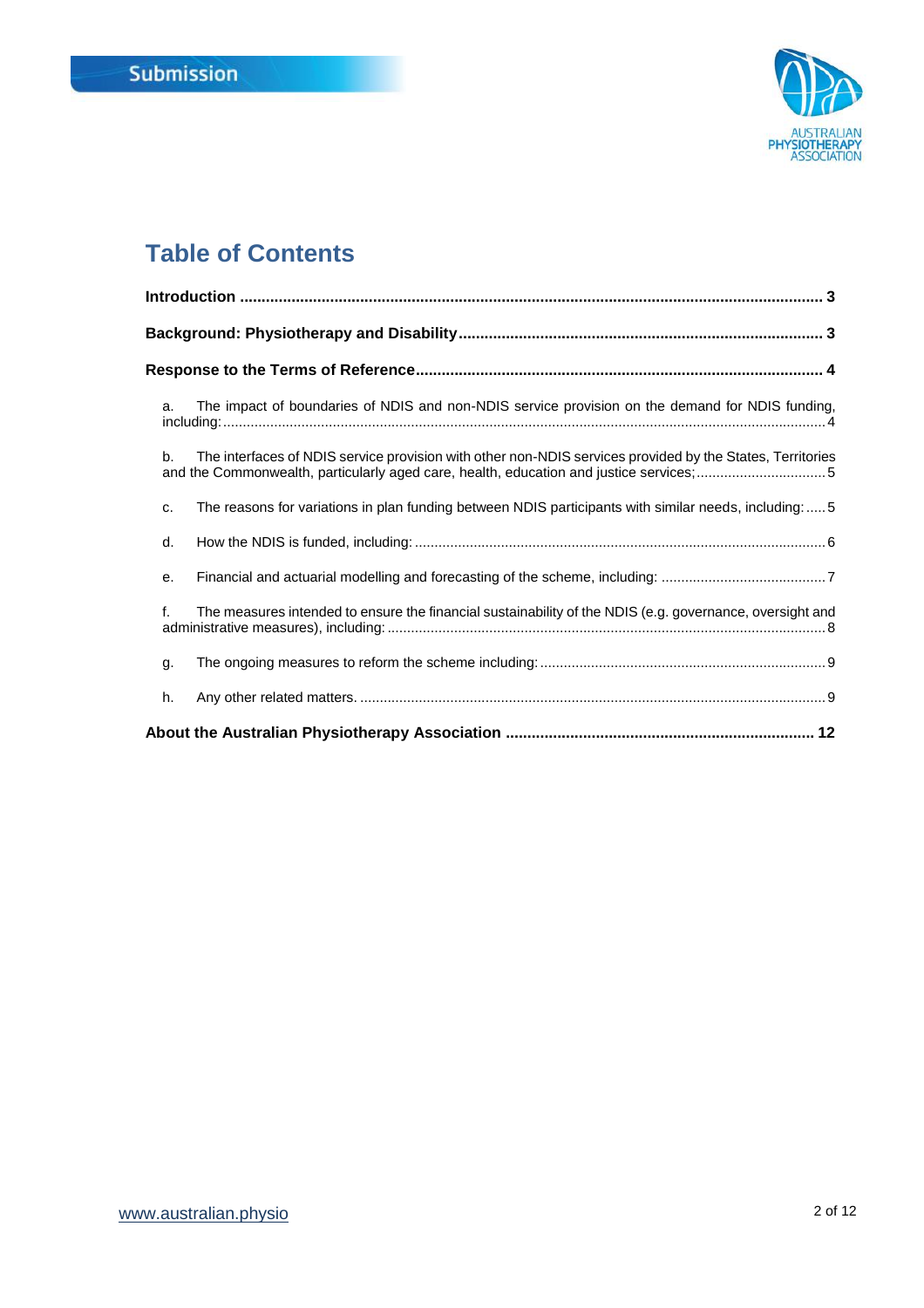# Table of Contents

**Introduction** ....................................................................................................................................... **3**

**Background: Physiotherapy and Disability** .................................................................................... **3**

**Response to the Terms of Reference** .............................................................................................. **4**

a. The impact of boundaries of NDIS and non-NDIS service provision on the demand for NDIS funding, including: ........................................................................................................................................... 4

b. The interfaces of NDIS service provision with other non-NDIS services provided by the States, Territories and the Commonwealth, particularly aged care, health, education and justice services; ................................ 5

c. The reasons for variations in plan funding between NDIS participants with similar needs, including: ..... 5

d. How the NDIS is funded, including: ......................................................................................................... 6

e. Financial and actuarial modelling and forecasting of the scheme, including: .......................................... 7

f. The measures intended to ensure the financial sustainability of the NDIS (e.g. governance, oversight and administrative measures), including: ................................................................................................ 8

g. The ongoing measures to reform the scheme including: ........................................................................ 9

h. Any other related matters. ...................................................................................................................... 9

**About the Australian Physiotherapy Association** ....................................................................... **12**

www.australian.physio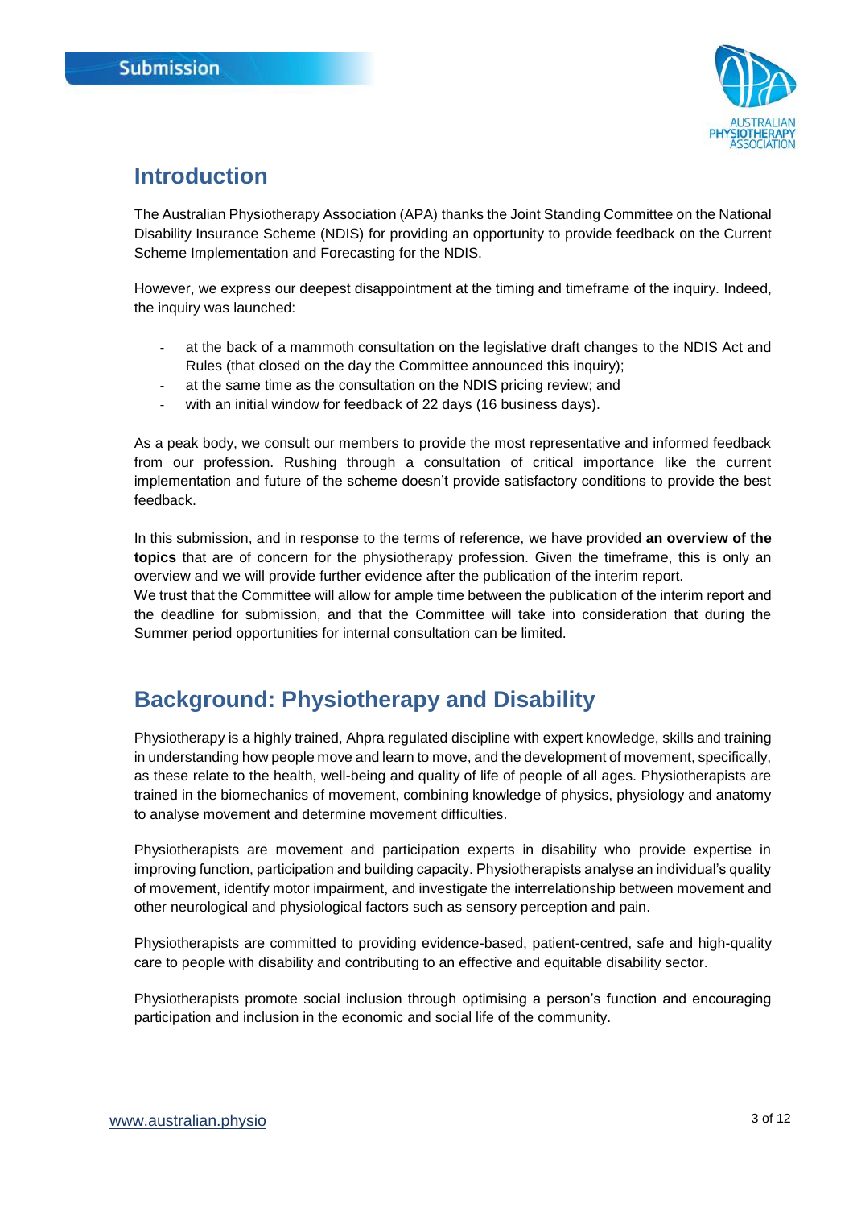## Introduction

The Australian Physiotherapy Association (APA) thanks the Joint Standing Committee on the National Disability Insurance Scheme (NDIS) for providing an opportunity to provide feedback on the Current Scheme Implementation and Forecasting for the NDIS.

However, we express our deepest disappointment at the timing and timeframe of the inquiry. Indeed, the inquiry was launched:

- at the back of a mammoth consultation on the legislative draft changes to the NDIS Act and Rules (that closed on the day the Committee announced this inquiry);
- at the same time as the consultation on the NDIS pricing review; and
- with an initial window for feedback of 22 days (16 business days).

As a peak body, we consult our members to provide the most representative and informed feedback from our profession. Rushing through a consultation of critical importance like the current implementation and future of the scheme doesn't provide satisfactory conditions to provide the best feedback.

In this submission, and in response to the terms of reference, we have provided **an overview of the topics** that are of concern for the physiotherapy profession. Given the timeframe, this is only an overview and we will provide further evidence after the publication of the interim report.
We trust that the Committee will allow for ample time between the publication of the interim report and the deadline for submission, and that the Committee will take into consideration that during the Summer period opportunities for internal consultation can be limited.

## Background: Physiotherapy and Disability

Physiotherapy is a highly trained, Ahpra regulated discipline with expert knowledge, skills and training in understanding how people move and learn to move, and the development of movement, specifically, as these relate to the health, well-being and quality of life of people of all ages. Physiotherapists are trained in the biomechanics of movement, combining knowledge of physics, physiology and anatomy to analyse movement and determine movement difficulties.

Physiotherapists are movement and participation experts in disability who provide expertise in improving function, participation and building capacity. Physiotherapists analyse an individual's quality of movement, identify motor impairment, and investigate the interrelationship between movement and other neurological and physiological factors such as sensory perception and pain.

Physiotherapists are committed to providing evidence-based, patient-centred, safe and high-quality care to people with disability and contributing to an effective and equitable disability sector.

Physiotherapists promote social inclusion through optimising a person's function and encouraging participation and inclusion in the economic and social life of the community.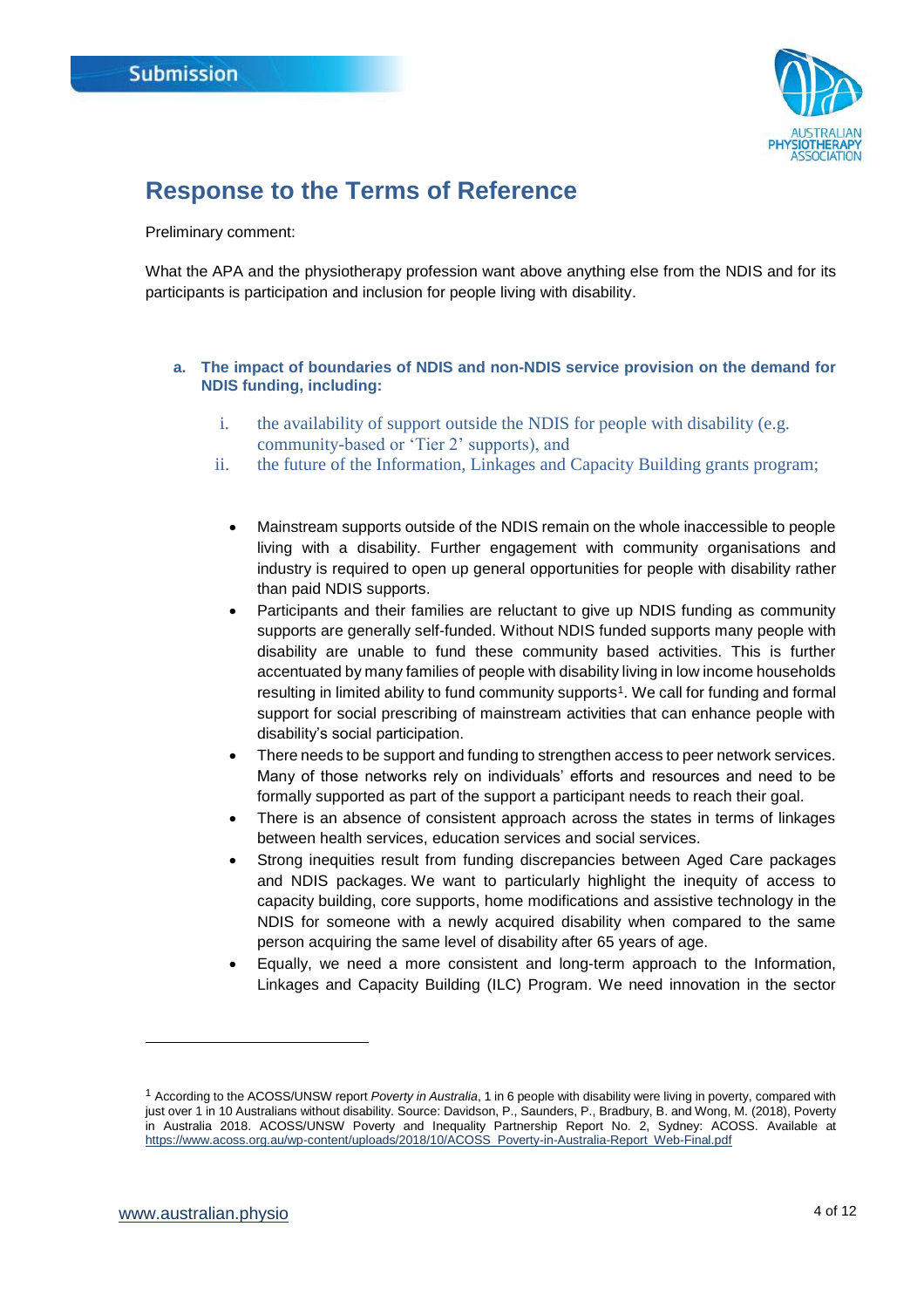## Response to the Terms of Reference

Preliminary comment:

What the APA and the physiotherapy profession want above anything else from the NDIS and for its participants is participation and inclusion for people living with disability.

**a. The impact of boundaries of NDIS and non-NDIS service provision on the demand for NDIS funding, including:**

i. the availability of support outside the NDIS for people with disability (e.g. community-based or 'Tier 2' supports), and

ii. the future of the Information, Linkages and Capacity Building grants program;

- Mainstream supports outside of the NDIS remain on the whole inaccessible to people living with a disability. Further engagement with community organisations and industry is required to open up general opportunities for people with disability rather than paid NDIS supports.
- Participants and their families are reluctant to give up NDIS funding as community supports are generally self-funded. Without NDIS funded supports many people with disability are unable to fund these community based activities. This is further accentuated by many families of people with disability living in low income households resulting in limited ability to fund community supports[1]. We call for funding and formal support for social prescribing of mainstream activities that can enhance people with disability's social participation.
- There needs to be support and funding to strengthen access to peer network services. Many of those networks rely on individuals' efforts and resources and need to be formally supported as part of the support a participant needs to reach their goal.
- There is an absence of consistent approach across the states in terms of linkages between health services, education services and social services.
- Strong inequities result from funding discrepancies between Aged Care packages and NDIS packages. We want to particularly highlight the inequity of access to capacity building, core supports, home modifications and assistive technology in the NDIS for someone with a newly acquired disability when compared to the same person acquiring the same level of disability after 65 years of age.
- Equally, we need a more consistent and long-term approach to the Information, Linkages and Capacity Building (ILC) Program. We need innovation in the sector

---

[1] According to the ACOSS/UNSW report *Poverty in Australia*, 1 in 6 people with disability were living in poverty, compared with just over 1 in 10 Australians without disability. Source: Davidson, P., Saunders, P., Bradbury, B. and Wong, M. (2018), Poverty in Australia 2018. ACOSS/UNSW Poverty and Inequality Partnership Report No. 2, Sydney: ACOSS. Available at https://www.acoss.org.au/wp-content/uploads/2018/10/ACOSS_Poverty-in-Australia-Report_Web-Final.pdf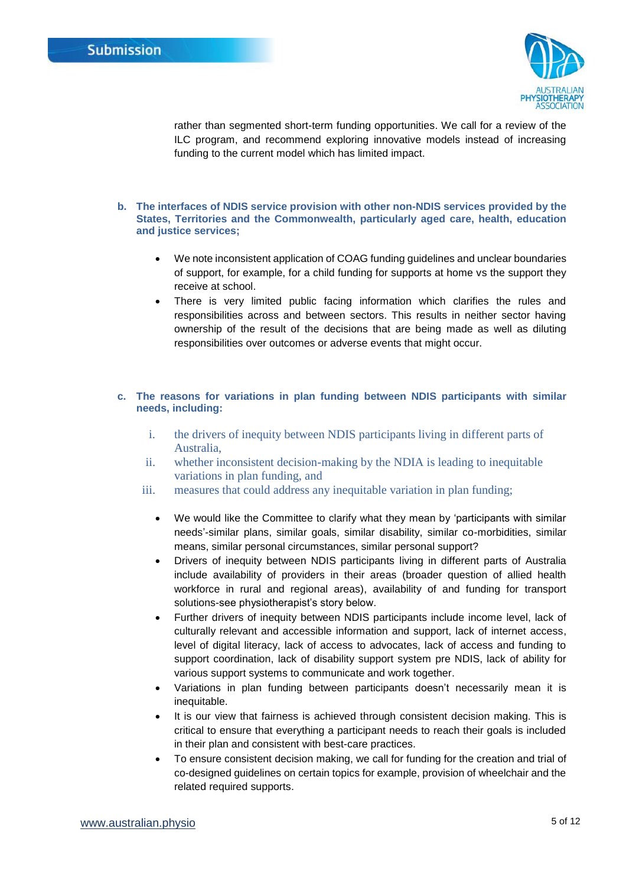rather than segmented short-term funding opportunities. We call for a review of the ILC program, and recommend exploring innovative models instead of increasing funding to the current model which has limited impact.

**b. The interfaces of NDIS service provision with other non-NDIS services provided by the States, Territories and the Commonwealth, particularly aged care, health, education and justice services;**

- We note inconsistent application of COAG funding guidelines and unclear boundaries of support, for example, for a child funding for supports at home vs the support they receive at school.
- There is very limited public facing information which clarifies the rules and responsibilities across and between sectors. This results in neither sector having ownership of the result of the decisions that are being made as well as diluting responsibilities over outcomes or adverse events that might occur.

**c. The reasons for variations in plan funding between NDIS participants with similar needs, including:**

i. the drivers of inequity between NDIS participants living in different parts of Australia,
ii. whether inconsistent decision-making by the NDIA is leading to inequitable variations in plan funding, and
iii. measures that could address any inequitable variation in plan funding;

- We would like the Committee to clarify what they mean by 'participants with similar needs'-similar plans, similar goals, similar disability, similar co-morbidities, similar means, similar personal circumstances, similar personal support?
- Drivers of inequity between NDIS participants living in different parts of Australia include availability of providers in their areas (broader question of allied health workforce in rural and regional areas), availability of and funding for transport solutions-see physiotherapist's story below.
- Further drivers of inequity between NDIS participants include income level, lack of culturally relevant and accessible information and support, lack of internet access, level of digital literacy, lack of access to advocates, lack of access and funding to support coordination, lack of disability support system pre NDIS, lack of ability for various support systems to communicate and work together.
- Variations in plan funding between participants doesn't necessarily mean it is inequitable.
- It is our view that fairness is achieved through consistent decision making. This is critical to ensure that everything a participant needs to reach their goals is included in their plan and consistent with best-care practices.
- To ensure consistent decision making, we call for funding for the creation and trial of co-designed guidelines on certain topics for example, provision of wheelchair and the related required supports.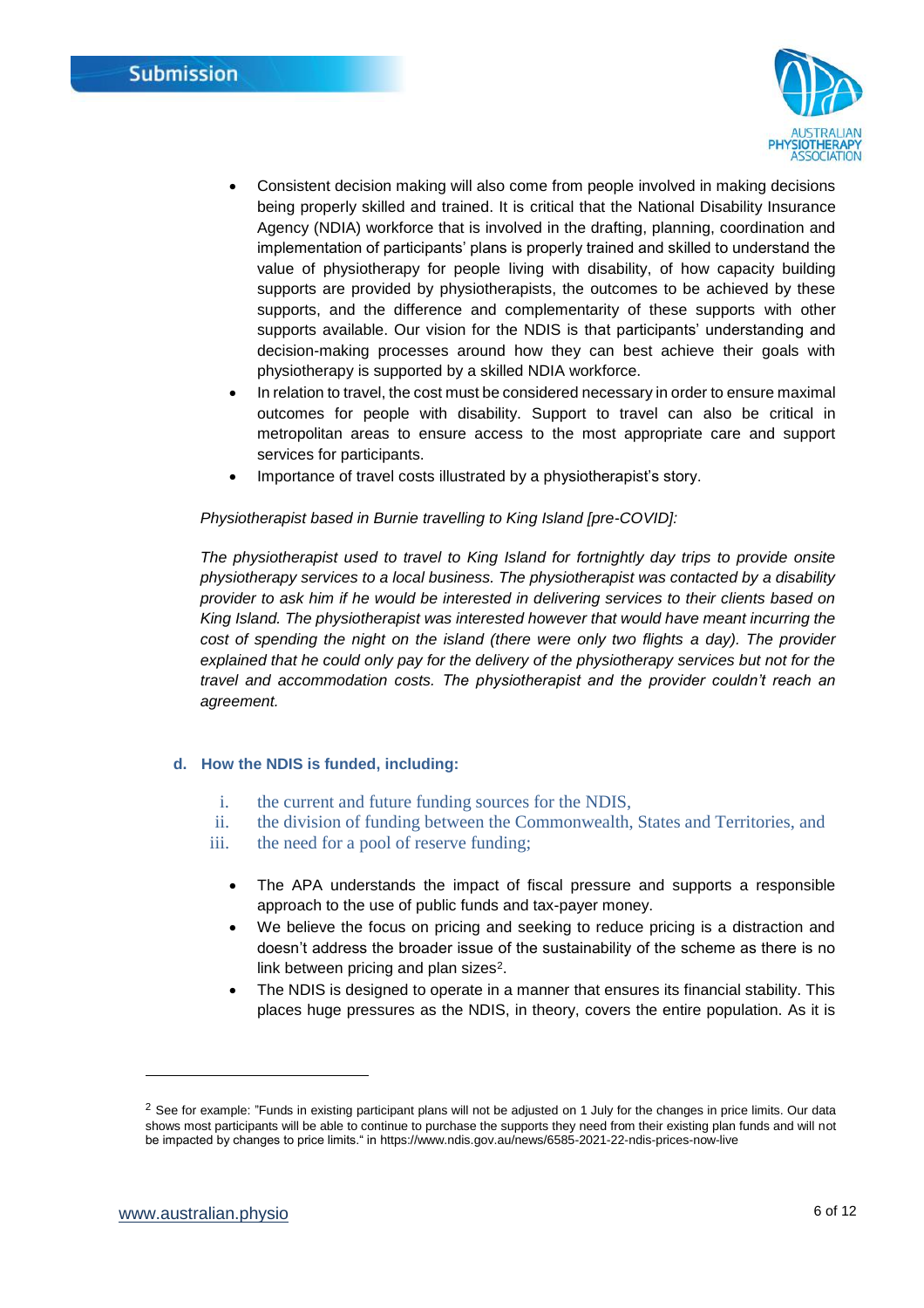- Consistent decision making will also come from people involved in making decisions being properly skilled and trained. It is critical that the National Disability Insurance Agency (NDIA) workforce that is involved in the drafting, planning, coordination and implementation of participants' plans is properly trained and skilled to understand the value of physiotherapy for people living with disability, of how capacity building supports are provided by physiotherapists, the outcomes to be achieved by these supports, and the difference and complementarity of these supports with other supports available. Our vision for the NDIS is that participants' understanding and decision-making processes around how they can best achieve their goals with physiotherapy is supported by a skilled NDIA workforce.
- In relation to travel, the cost must be considered necessary in order to ensure maximal outcomes for people with disability. Support to travel can also be critical in metropolitan areas to ensure access to the most appropriate care and support services for participants.
- Importance of travel costs illustrated by a physiotherapist's story.

*Physiotherapist based in Burnie travelling to King Island [pre-COVID]:*

*The physiotherapist used to travel to King Island for fortnightly day trips to provide onsite physiotherapy services to a local business. The physiotherapist was contacted by a disability provider to ask him if he would be interested in delivering services to their clients based on King Island. The physiotherapist was interested however that would have meant incurring the cost of spending the night on the island (there were only two flights a day). The provider explained that he could only pay for the delivery of the physiotherapy services but not for the travel and accommodation costs. The physiotherapist and the provider couldn't reach an agreement.*

### d. How the NDIS is funded, including:

i. the current and future funding sources for the NDIS,
ii. the division of funding between the Commonwealth, States and Territories, and
iii. the need for a pool of reserve funding;

- The APA understands the impact of fiscal pressure and supports a responsible approach to the use of public funds and tax-payer money.
- We believe the focus on pricing and seeking to reduce pricing is a distraction and doesn't address the broader issue of the sustainability of the scheme as there is no link between pricing and plan sizes[2].
- The NDIS is designed to operate in a manner that ensures its financial stability. This places huge pressures as the NDIS, in theory, covers the entire population. As it is

[2] See for example: "Funds in existing participant plans will not be adjusted on 1 July for the changes in price limits. Our data shows most participants will be able to continue to purchase the supports they need from their existing plan funds and will not be impacted by changes to price limits." in https://www.ndis.gov.au/news/6585-2021-22-ndis-prices-now-live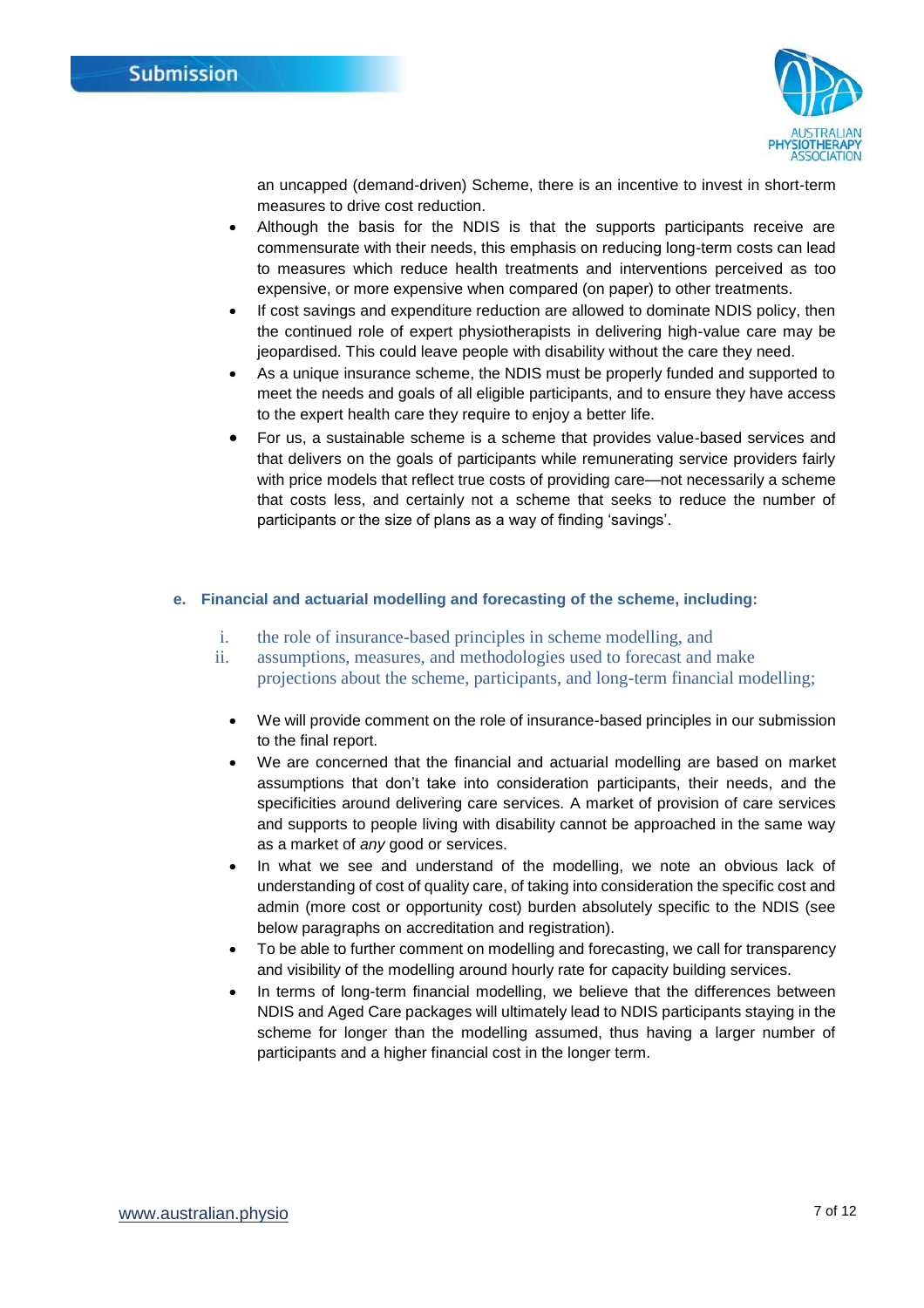an uncapped (demand-driven) Scheme, there is an incentive to invest in short-term measures to drive cost reduction.

- Although the basis for the NDIS is that the supports participants receive are commensurate with their needs, this emphasis on reducing long-term costs can lead to measures which reduce health treatments and interventions perceived as too expensive, or more expensive when compared (on paper) to other treatments.
- If cost savings and expenditure reduction are allowed to dominate NDIS policy, then the continued role of expert physiotherapists in delivering high-value care may be jeopardised. This could leave people with disability without the care they need.
- As a unique insurance scheme, the NDIS must be properly funded and supported to meet the needs and goals of all eligible participants, and to ensure they have access to the expert health care they require to enjoy a better life.
- For us, a sustainable scheme is a scheme that provides value-based services and that delivers on the goals of participants while remunerating service providers fairly with price models that reflect true costs of providing care—not necessarily a scheme that costs less, and certainly not a scheme that seeks to reduce the number of participants or the size of plans as a way of finding 'savings'.

**e. Financial and actuarial modelling and forecasting of the scheme, including:**

i. the role of insurance-based principles in scheme modelling, and
ii. assumptions, measures, and methodologies used to forecast and make projections about the scheme, participants, and long-term financial modelling;

- We will provide comment on the role of insurance-based principles in our submission to the final report.
- We are concerned that the financial and actuarial modelling are based on market assumptions that don't take into consideration participants, their needs, and the specificities around delivering care services. A market of provision of care services and supports to people living with disability cannot be approached in the same way as a market of *any* good or services.
- In what we see and understand of the modelling, we note an obvious lack of understanding of cost of quality care, of taking into consideration the specific cost and admin (more cost or opportunity cost) burden absolutely specific to the NDIS (see below paragraphs on accreditation and registration).
- To be able to further comment on modelling and forecasting, we call for transparency and visibility of the modelling around hourly rate for capacity building services.
- In terms of long-term financial modelling, we believe that the differences between NDIS and Aged Care packages will ultimately lead to NDIS participants staying in the scheme for longer than the modelling assumed, thus having a larger number of participants and a higher financial cost in the longer term.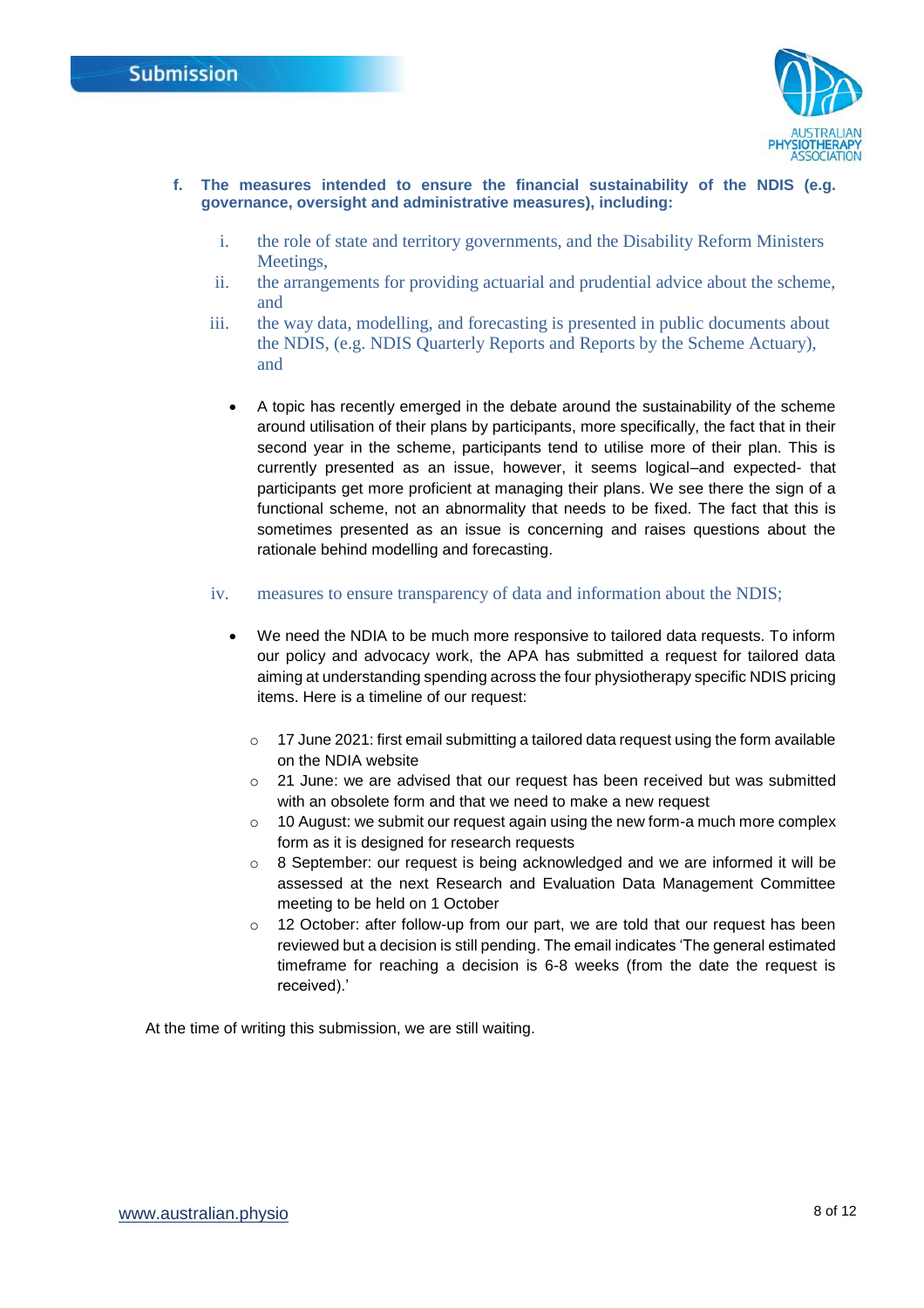**f. The measures intended to ensure the financial sustainability of the NDIS (e.g. governance, oversight and administrative measures), including:**

i. the role of state and territory governments, and the Disability Reform Ministers Meetings,

ii. the arrangements for providing actuarial and prudential advice about the scheme, and

iii. the way data, modelling, and forecasting is presented in public documents about the NDIS, (e.g. NDIS Quarterly Reports and Reports by the Scheme Actuary), and

- A topic has recently emerged in the debate around the sustainability of the scheme around utilisation of their plans by participants, more specifically, the fact that in their second year in the scheme, participants tend to utilise more of their plan. This is currently presented as an issue, however, it seems logical–and expected- that participants get more proficient at managing their plans. We see there the sign of a functional scheme, not an abnormality that needs to be fixed. The fact that this is sometimes presented as an issue is concerning and raises questions about the rationale behind modelling and forecasting.

iv. measures to ensure transparency of data and information about the NDIS;

- We need the NDIA to be much more responsive to tailored data requests. To inform our policy and advocacy work, the APA has submitted a request for tailored data aiming at understanding spending across the four physiotherapy specific NDIS pricing items. Here is a timeline of our request:
  - 17 June 2021: first email submitting a tailored data request using the form available on the NDIA website
  - 21 June: we are advised that our request has been received but was submitted with an obsolete form and that we need to make a new request
  - 10 August: we submit our request again using the new form-a much more complex form as it is designed for research requests
  - 8 September: our request is being acknowledged and we are informed it will be assessed at the next Research and Evaluation Data Management Committee meeting to be held on 1 October
  - 12 October: after follow-up from our part, we are told that our request has been reviewed but a decision is still pending. The email indicates 'The general estimated timeframe for reaching a decision is 6-8 weeks (from the date the request is received).'

At the time of writing this submission, we are still waiting.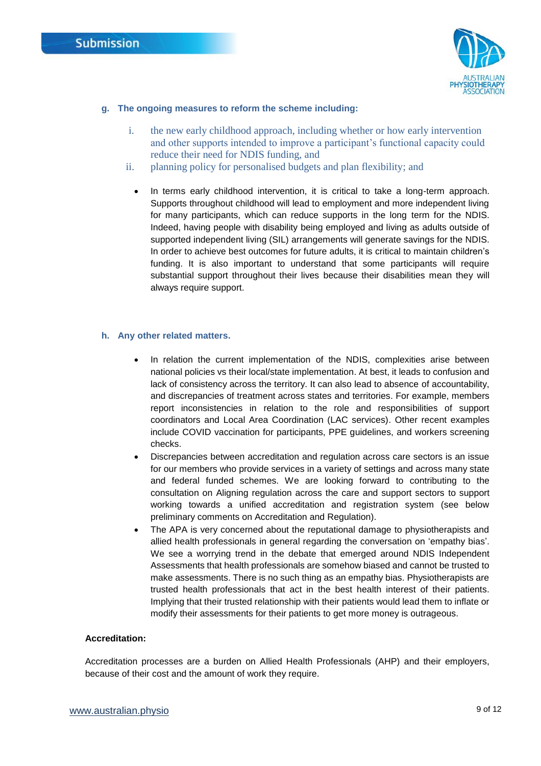**g. The ongoing measures to reform the scheme including:**

i. the new early childhood approach, including whether or how early intervention and other supports intended to improve a participant's functional capacity could reduce their need for NDIS funding, and

ii. planning policy for personalised budgets and plan flexibility; and

- In terms early childhood intervention, it is critical to take a long-term approach. Supports throughout childhood will lead to employment and more independent living for many participants, which can reduce supports in the long term for the NDIS. Indeed, having people with disability being employed and living as adults outside of supported independent living (SIL) arrangements will generate savings for the NDIS. In order to achieve best outcomes for future adults, it is critical to maintain children's funding. It is also important to understand that some participants will require substantial support throughout their lives because their disabilities mean they will always require support.

**h. Any other related matters.**

- In relation the current implementation of the NDIS, complexities arise between national policies vs their local/state implementation. At best, it leads to confusion and lack of consistency across the territory. It can also lead to absence of accountability, and discrepancies of treatment across states and territories. For example, members report inconsistencies in relation to the role and responsibilities of support coordinators and Local Area Coordination (LAC services). Other recent examples include COVID vaccination for participants, PPE guidelines, and workers screening checks.
- Discrepancies between accreditation and regulation across care sectors is an issue for our members who provide services in a variety of settings and across many state and federal funded schemes. We are looking forward to contributing to the consultation on Aligning regulation across the care and support sectors to support working towards a unified accreditation and registration system (see below preliminary comments on Accreditation and Regulation).
- The APA is very concerned about the reputational damage to physiotherapists and allied health professionals in general regarding the conversation on 'empathy bias'. We see a worrying trend in the debate that emerged around NDIS Independent Assessments that health professionals are somehow biased and cannot be trusted to make assessments. There is no such thing as an empathy bias. Physiotherapists are trusted health professionals that act in the best health interest of their patients. Implying that their trusted relationship with their patients would lead them to inflate or modify their assessments for their patients to get more money is outrageous.

**Accreditation:**

Accreditation processes are a burden on Allied Health Professionals (AHP) and their employers, because of their cost and the amount of work they require.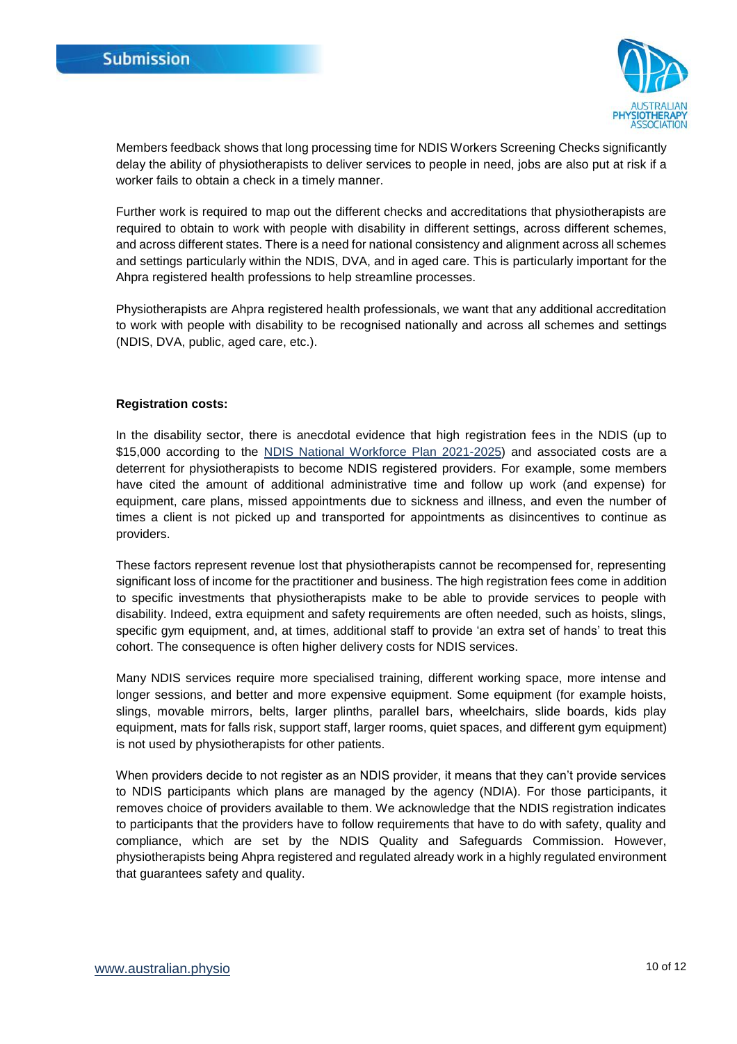Members feedback shows that long processing time for NDIS Workers Screening Checks significantly delay the ability of physiotherapists to deliver services to people in need, jobs are also put at risk if a worker fails to obtain a check in a timely manner.

Further work is required to map out the different checks and accreditations that physiotherapists are required to obtain to work with people with disability in different settings, across different schemes, and across different states. There is a need for national consistency and alignment across all schemes and settings particularly within the NDIS, DVA, and in aged care. This is particularly important for the Ahpra registered health professions to help streamline processes.

Physiotherapists are Ahpra registered health professionals, we want that any additional accreditation to work with people with disability to be recognised nationally and across all schemes and settings (NDIS, DVA, public, aged care, etc.).

**Registration costs:**

In the disability sector, there is anecdotal evidence that high registration fees in the NDIS (up to $15,000 according to the [NDIS National Workforce Plan 2021-2025]) and associated costs are a deterrent for physiotherapists to become NDIS registered providers. For example, some members have cited the amount of additional administrative time and follow up work (and expense) for equipment, care plans, missed appointments due to sickness and illness, and even the number of times a client is not picked up and transported for appointments as disincentives to continue as providers.

These factors represent revenue lost that physiotherapists cannot be recompensed for, representing significant loss of income for the practitioner and business. The high registration fees come in addition to specific investments that physiotherapists make to be able to provide services to people with disability. Indeed, extra equipment and safety requirements are often needed, such as hoists, slings, specific gym equipment, and, at times, additional staff to provide 'an extra set of hands' to treat this cohort. The consequence is often higher delivery costs for NDIS services.

Many NDIS services require more specialised training, different working space, more intense and longer sessions, and better and more expensive equipment. Some equipment (for example hoists, slings, movable mirrors, belts, larger plinths, parallel bars, wheelchairs, slide boards, kids play equipment, mats for falls risk, support staff, larger rooms, quiet spaces, and different gym equipment) is not used by physiotherapists for other patients.

When providers decide to not register as an NDIS provider, it means that they can't provide services to NDIS participants which plans are managed by the agency (NDIA). For those participants, it removes choice of providers available to them. We acknowledge that the NDIS registration indicates to participants that the providers have to follow requirements that have to do with safety, quality and compliance, which are set by the NDIS Quality and Safeguards Commission. However, physiotherapists being Ahpra registered and regulated already work in a highly regulated environment that guarantees safety and quality.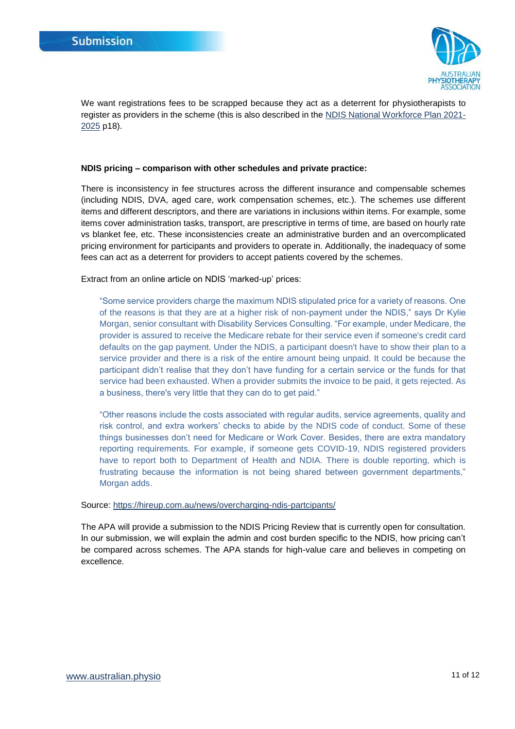We want registrations fees to be scrapped because they act as a deterrent for physiotherapists to register as providers in the scheme (this is also described in the [NDIS National Workforce Plan 2021-2025](#) p18).

**NDIS pricing – comparison with other schedules and private practice:**

There is inconsistency in fee structures across the different insurance and compensable schemes (including NDIS, DVA, aged care, work compensation schemes, etc.). The schemes use different items and different descriptors, and there are variations in inclusions within items. For example, some items cover administration tasks, transport, are prescriptive in terms of time, are based on hourly rate vs blanket fee, etc. These inconsistencies create an administrative burden and an overcomplicated pricing environment for participants and providers to operate in. Additionally, the inadequacy of some fees can act as a deterrent for providers to accept patients covered by the schemes.

Extract from an online article on NDIS 'marked-up' prices:

> "Some service providers charge the maximum NDIS stipulated price for a variety of reasons. One of the reasons is that they are at a higher risk of non-payment under the NDIS," says Dr Kylie Morgan, senior consultant with Disability Services Consulting. "For example, under Medicare, the provider is assured to receive the Medicare rebate for their service even if someone's credit card defaults on the gap payment. Under the NDIS, a participant doesn't have to show their plan to a service provider and there is a risk of the entire amount being unpaid. It could be because the participant didn't realise that they don't have funding for a certain service or the funds for that service had been exhausted. When a provider submits the invoice to be paid, it gets rejected. As a business, there's very little that they can do to get paid."
>
> "Other reasons include the costs associated with regular audits, service agreements, quality and risk control, and extra workers' checks to abide by the NDIS code of conduct. Some of these things businesses don't need for Medicare or Work Cover. Besides, there are extra mandatory reporting requirements. For example, if someone gets COVID-19, NDIS registered providers have to report both to Department of Health and NDIA. There is double reporting, which is frustrating because the information is not being shared between government departments," Morgan adds.

Source: https://hireup.com.au/news/overcharging-ndis-partcipants/

The APA will provide a submission to the NDIS Pricing Review that is currently open for consultation. In our submission, we will explain the admin and cost burden specific to the NDIS, how pricing can't be compared across schemes. The APA stands for high-value care and believes in competing on excellence.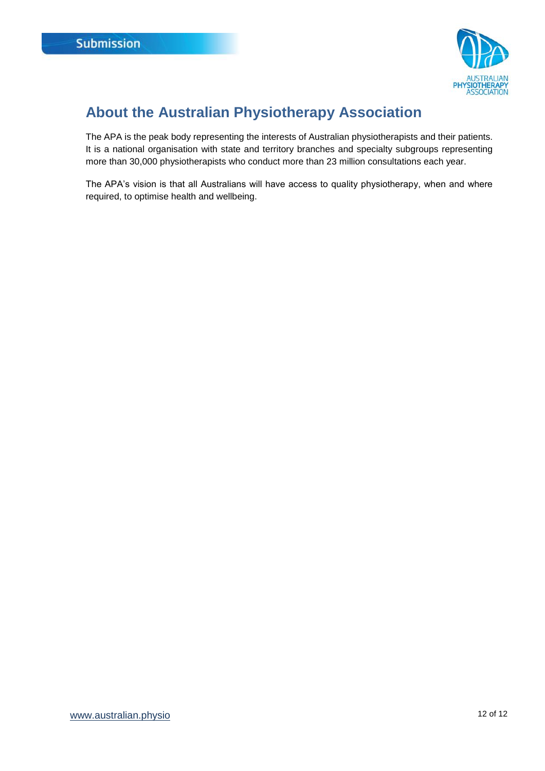## About the Australian Physiotherapy Association

The APA is the peak body representing the interests of Australian physiotherapists and their patients. It is a national organisation with state and territory branches and specialty subgroups representing more than 30,000 physiotherapists who conduct more than 23 million consultations each year.

The APA's vision is that all Australians will have access to quality physiotherapy, when and where required, to optimise health and wellbeing.